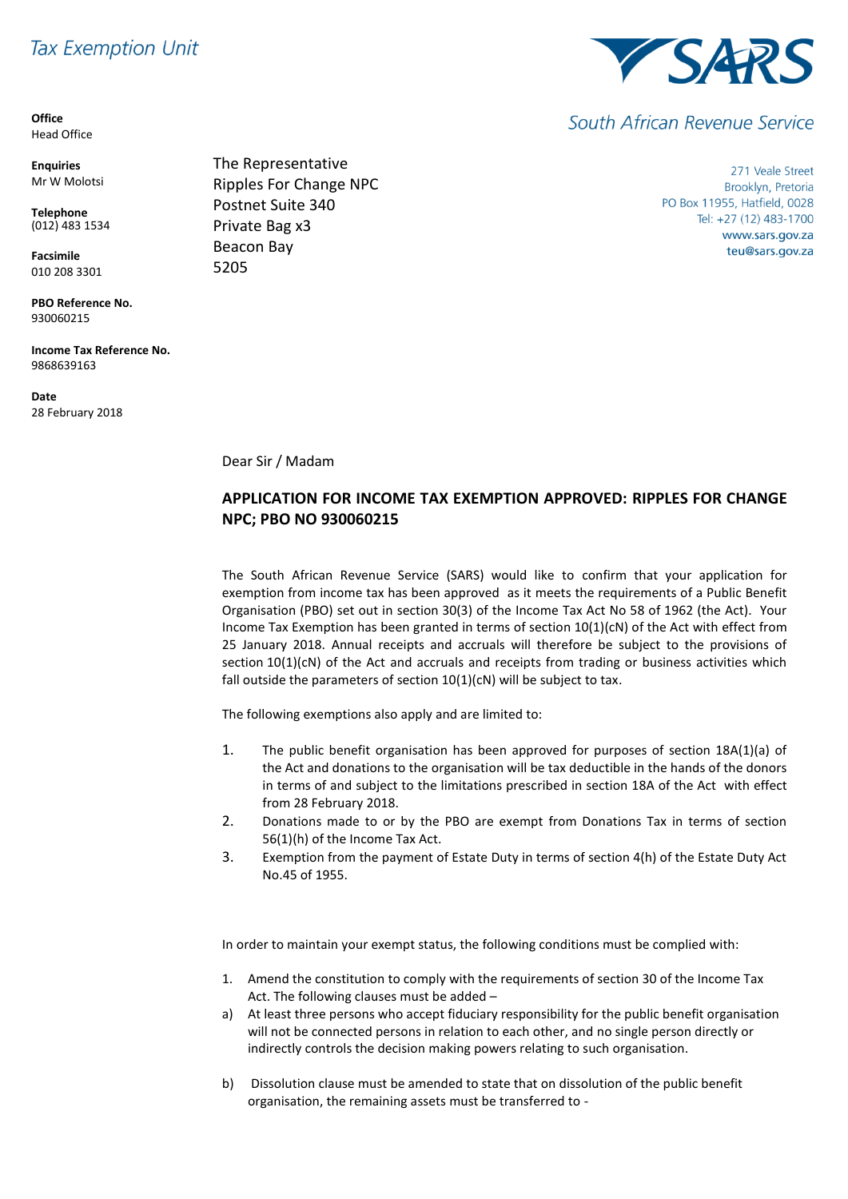Tax Exemption Unit

**SARS**

South African Revenue Service

**Office**
Head Office

**Enquiries**
Mr W Molotsi

**Telephone**
(012) 483 1534

**Facsimile**
010 208 3301

**PBO Reference No.**
930060215

**Income Tax Reference No.**
9868639163

**Date**
28 February 2018

The Representative
Ripples For Change NPC
Postnet Suite 340
Private Bag x3
Beacon Bay
5205

271 Veale Street
Brooklyn, Pretoria
PO Box 11955, Hatfield, 0028
Tel: +27 (12) 483-1700
www.sars.gov.za
teu@sars.gov.za

Dear Sir / Madam

**APPLICATION FOR INCOME TAX EXEMPTION APPROVED: RIPPLES FOR CHANGE NPC; PBO NO 930060215**

The South African Revenue Service (SARS) would like to confirm that your application for exemption from income tax has been approved as it meets the requirements of a Public Benefit Organisation (PBO) set out in section 30(3) of the Income Tax Act No 58 of 1962 (the Act). Your Income Tax Exemption has been granted in terms of section 10(1)(cN) of the Act with effect from 25 January 2018. Annual receipts and accruals will therefore be subject to the provisions of section 10(1)(cN) of the Act and accruals and receipts from trading or business activities which fall outside the parameters of section 10(1)(cN) will be subject to tax.

The following exemptions also apply and are limited to:

1. The public benefit organisation has been approved for purposes of section 18A(1)(a) of the Act and donations to the organisation will be tax deductible in the hands of the donors in terms of and subject to the limitations prescribed in section 18A of the Act with effect from 28 February 2018.
2. Donations made to or by the PBO are exempt from Donations Tax in terms of section 56(1)(h) of the Income Tax Act.
3. Exemption from the payment of Estate Duty in terms of section 4(h) of the Estate Duty Act No.45 of 1955.

In order to maintain your exempt status, the following conditions must be complied with:

1. Amend the constitution to comply with the requirements of section 30 of the Income Tax Act. The following clauses must be added –

a) At least three persons who accept fiduciary responsibility for the public benefit organisation will not be connected persons in relation to each other, and no single person directly or indirectly controls the decision making powers relating to such organisation.

b) Dissolution clause must be amended to state that on dissolution of the public benefit organisation, the remaining assets must be transferred to -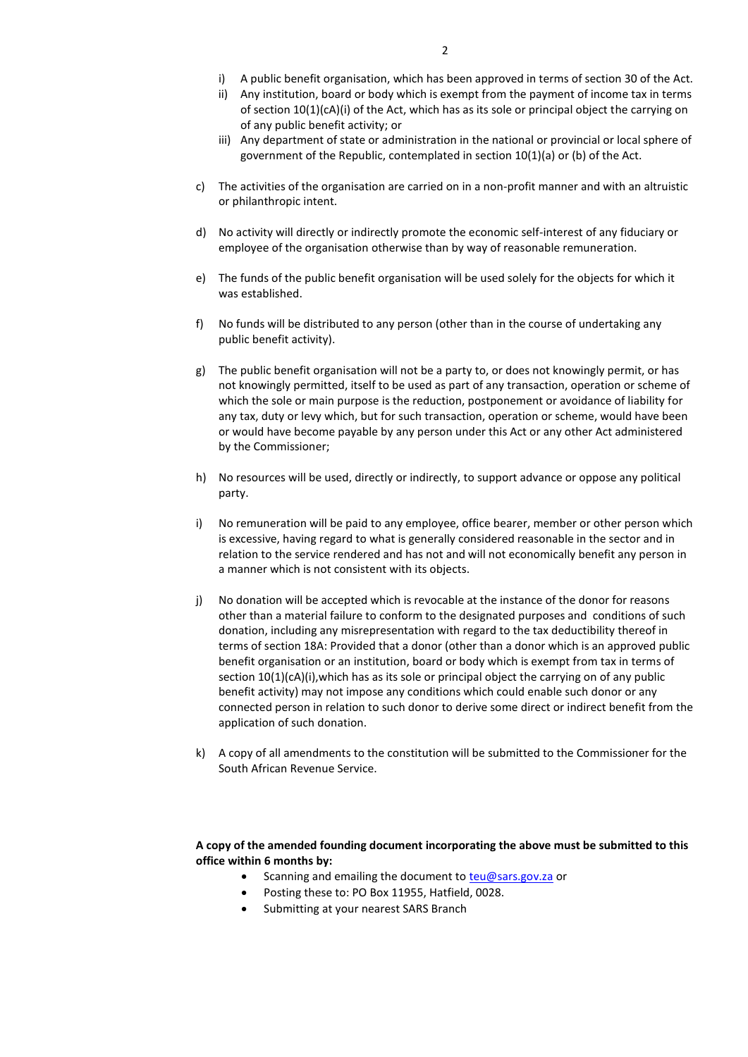i) A public benefit organisation, which has been approved in terms of section 30 of the Act.
ii) Any institution, board or body which is exempt from the payment of income tax in terms of section 10(1)(cA)(i) of the Act, which has as its sole or principal object the carrying on of any public benefit activity; or
iii) Any department of state or administration in the national or provincial or local sphere of government of the Republic, contemplated in section 10(1)(a) or (b) of the Act.

c) The activities of the organisation are carried on in a non-profit manner and with an altruistic or philanthropic intent.

d) No activity will directly or indirectly promote the economic self-interest of any fiduciary or employee of the organisation otherwise than by way of reasonable remuneration.

e) The funds of the public benefit organisation will be used solely for the objects for which it was established.

f) No funds will be distributed to any person (other than in the course of undertaking any public benefit activity).

g) The public benefit organisation will not be a party to, or does not knowingly permit, or has not knowingly permitted, itself to be used as part of any transaction, operation or scheme of which the sole or main purpose is the reduction, postponement or avoidance of liability for any tax, duty or levy which, but for such transaction, operation or scheme, would have been or would have become payable by any person under this Act or any other Act administered by the Commissioner;

h) No resources will be used, directly or indirectly, to support advance or oppose any political party.

i) No remuneration will be paid to any employee, office bearer, member or other person which is excessive, having regard to what is generally considered reasonable in the sector and in relation to the service rendered and has not and will not economically benefit any person in a manner which is not consistent with its objects.

j) No donation will be accepted which is revocable at the instance of the donor for reasons other than a material failure to conform to the designated purposes and conditions of such donation, including any misrepresentation with regard to the tax deductibility thereof in terms of section 18A: Provided that a donor (other than a donor which is an approved public benefit organisation or an institution, board or body which is exempt from tax in terms of section 10(1)(cA)(i),which has as its sole or principal object the carrying on of any public benefit activity) may not impose any conditions which could enable such donor or any connected person in relation to such donor to derive some direct or indirect benefit from the application of such donation.

k) A copy of all amendments to the constitution will be submitted to the Commissioner for the South African Revenue Service.

**A copy of the amended founding document incorporating the above must be submitted to this office within 6 months by:**

- Scanning and emailing the document to teu@sars.gov.za or
- Posting these to: PO Box 11955, Hatfield, 0028.
- Submitting at your nearest SARS Branch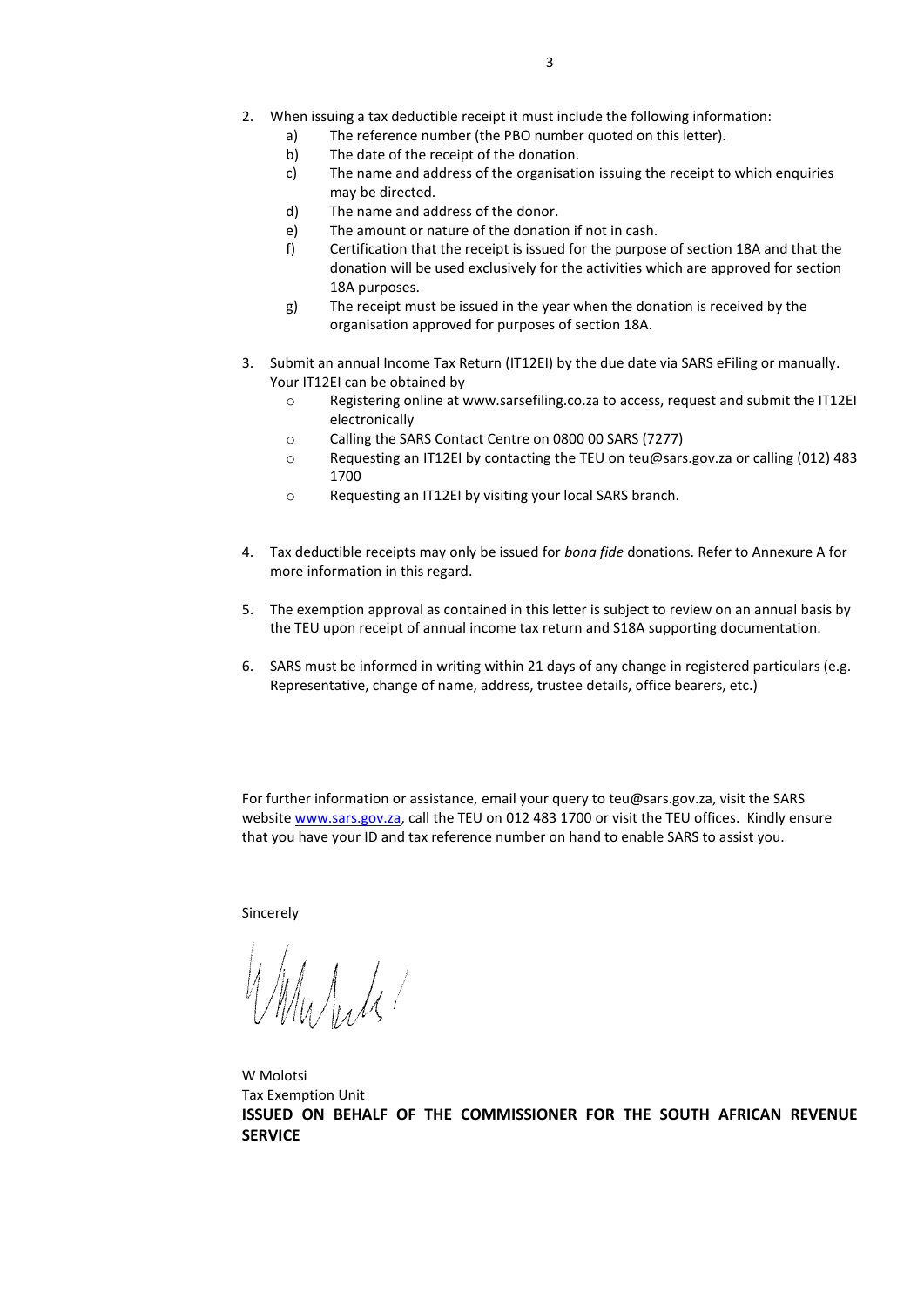2. When issuing a tax deductible receipt it must include the following information:
   a) The reference number (the PBO number quoted on this letter).
   b) The date of the receipt of the donation.
   c) The name and address of the organisation issuing the receipt to which enquiries may be directed.
   d) The name and address of the donor.
   e) The amount or nature of the donation if not in cash.
   f) Certification that the receipt is issued for the purpose of section 18A and that the donation will be used exclusively for the activities which are approved for section 18A purposes.
   g) The receipt must be issued in the year when the donation is received by the organisation approved for purposes of section 18A.

3. Submit an annual Income Tax Return (IT12EI) by the due date via SARS eFiling or manually. Your IT12EI can be obtained by
   - Registering online at www.sarsefiling.co.za to access, request and submit the IT12EI electronically
   - Calling the SARS Contact Centre on 0800 00 SARS (7277)
   - Requesting an IT12EI by contacting the TEU on teu@sars.gov.za or calling (012) 483 1700
   - Requesting an IT12EI by visiting your local SARS branch.

4. Tax deductible receipts may only be issued for *bona fide* donations. Refer to Annexure A for more information in this regard.

5. The exemption approval as contained in this letter is subject to review on an annual basis by the TEU upon receipt of annual income tax return and S18A supporting documentation.

6. SARS must be informed in writing within 21 days of any change in registered particulars (e.g. Representative, change of name, address, trustee details, office bearers, etc.)

For further information or assistance, email your query to teu@sars.gov.za, visit the SARS website www.sars.gov.za, call the TEU on 012 483 1700 or visit the TEU offices. Kindly ensure that you have your ID and tax reference number on hand to enable SARS to assist you.

Sincerely

W Molotsi
Tax Exemption Unit
**ISSUED ON BEHALF OF THE COMMISSIONER FOR THE SOUTH AFRICAN REVENUE SERVICE**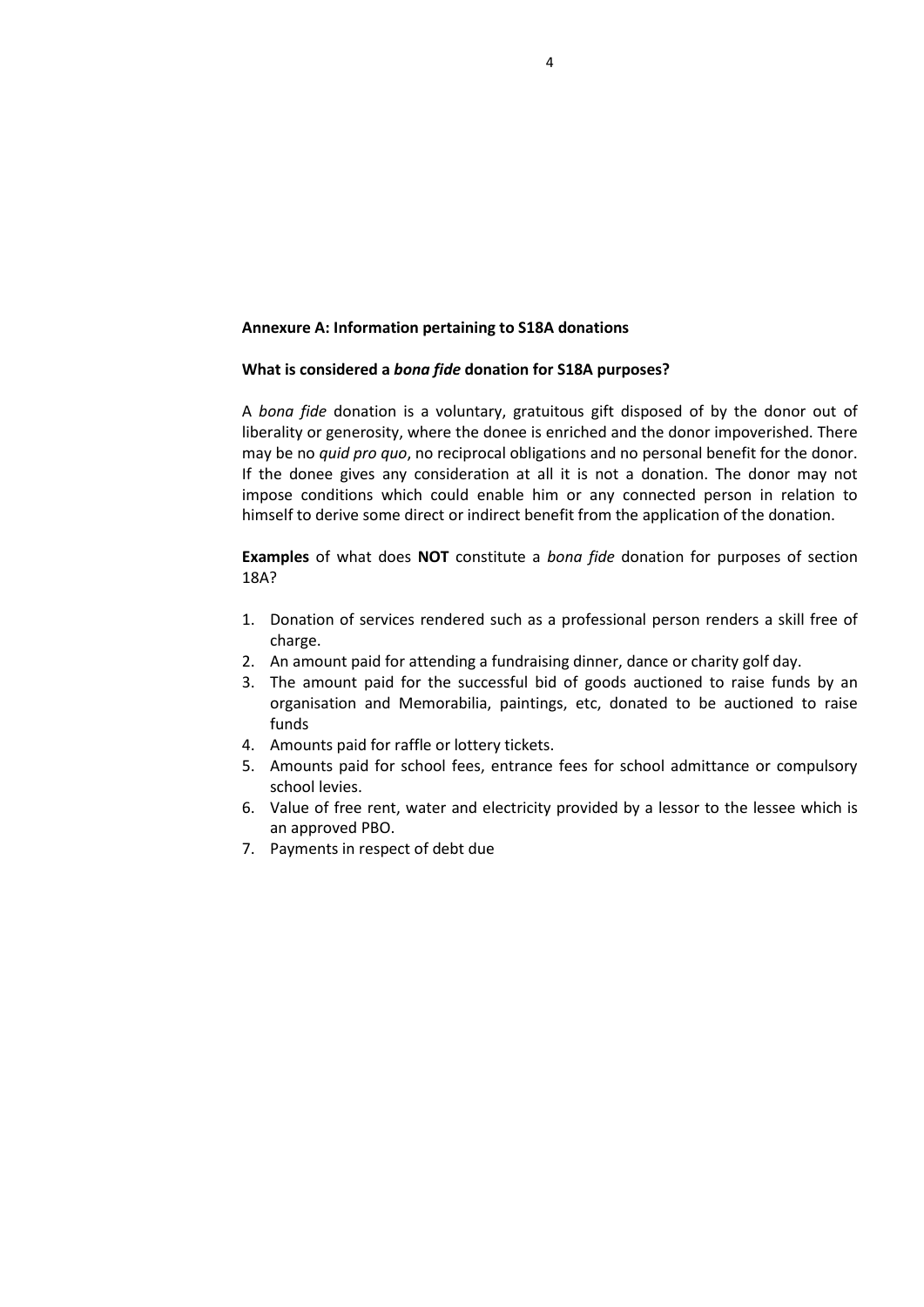**Annexure A: Information pertaining to S18A donations**

**What is considered a *bona fide* donation for S18A purposes?**

A *bona fide* donation is a voluntary, gratuitous gift disposed of by the donor out of liberality or generosity, where the donee is enriched and the donor impoverished. There may be no *quid pro quo*, no reciprocal obligations and no personal benefit for the donor. If the donee gives any consideration at all it is not a donation. The donor may not impose conditions which could enable him or any connected person in relation to himself to derive some direct or indirect benefit from the application of the donation.

**Examples** of what does **NOT** constitute a *bona fide* donation for purposes of section 18A?

1. Donation of services rendered such as a professional person renders a skill free of charge.
2. An amount paid for attending a fundraising dinner, dance or charity golf day.
3. The amount paid for the successful bid of goods auctioned to raise funds by an organisation and Memorabilia, paintings, etc, donated to be auctioned to raise funds
4. Amounts paid for raffle or lottery tickets.
5. Amounts paid for school fees, entrance fees for school admittance or compulsory school levies.
6. Value of free rent, water and electricity provided by a lessor to the lessee which is an approved PBO.
7. Payments in respect of debt due